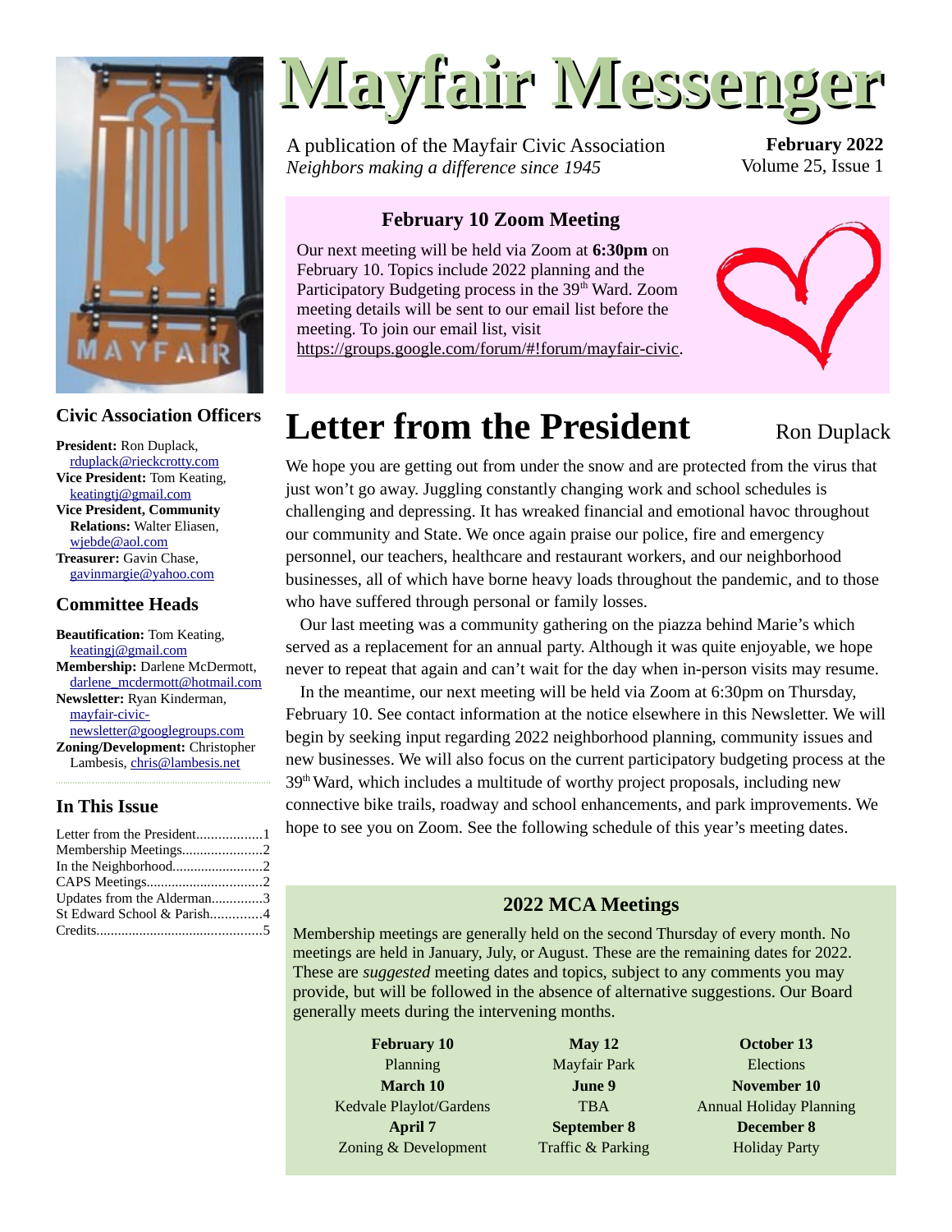# Mayfair Messenger

A publication of the Mayfair Civic Association
*Neighbors making a difference since 1945*

**February 2022**
Volume 25, Issue 1

### Civic Association Officers

**President:** Ron Duplack, rduplack@rieckcrotty.com
**Vice President:** Tom Keating, keatingtj@gmail.com
**Vice President, Community Relations:** Walter Eliasen, wjebde@aol.com
**Treasurer:** Gavin Chase, gavinmargie@yahoo.com

### Committee Heads

**Beautification:** Tom Keating, keatingj@gmail.com
**Membership:** Darlene McDermott, darlene_mcdermott@hotmail.com
**Newsletter:** Ryan Kinderman, mayfair-civic-newsletter@googlegroups.com
**Zoning/Development:** Christopher Lambesis, chris@lambesis.net

### In This Issue

Letter from the President..................1
Membership Meetings......................2
In the Neighborhood.........................2
CAPS Meetings................................2
Updates from the Alderman..............3
St Edward School & Parish..............4
Credits..............................................5

### February 10 Zoom Meeting

Our next meeting will be held via Zoom at **6:30pm** on February 10. Topics include 2022 planning and the Participatory Budgeting process in the 39th Ward. Zoom meeting details will be sent to our email list before the meeting. To join our email list, visit https://groups.google.com/forum/#!forum/mayfair-civic.

## Letter from the President

Ron Duplack

We hope you are getting out from under the snow and are protected from the virus that just won't go away. Juggling constantly changing work and school schedules is challenging and depressing. It has wreaked financial and emotional havoc throughout our community and State. We once again praise our police, fire and emergency personnel, our teachers, healthcare and restaurant workers, and our neighborhood businesses, all of which have borne heavy loads throughout the pandemic, and to those who have suffered through personal or family losses.

Our last meeting was a community gathering on the piazza behind Marie's which served as a replacement for an annual party. Although it was quite enjoyable, we hope never to repeat that again and can't wait for the day when in-person visits may resume.

In the meantime, our next meeting will be held via Zoom at 6:30pm on Thursday, February 10. See contact information at the notice elsewhere in this Newsletter. We will begin by seeking input regarding 2022 neighborhood planning, community issues and new businesses. We will also focus on the current participatory budgeting process at the 39th Ward, which includes a multitude of worthy project proposals, including new connective bike trails, roadway and school enhancements, and park improvements. We hope to see you on Zoom. See the following schedule of this year's meeting dates.

### 2022 MCA Meetings

Membership meetings are generally held on the second Thursday of every month. No meetings are held in January, July, or August. These are the remaining dates for 2022. These are *suggested* meeting dates and topics, subject to any comments you may provide, but will be followed in the absence of alternative suggestions. Our Board generally meets during the intervening months.

| | | |
|---|---|---|
| **February 10**<br>Planning | **May 12**<br>Mayfair Park | **October 13**<br>Elections |
| **March 10**<br>Kedvale Playlot/Gardens | **June 9**<br>TBA | **November 10**<br>Annual Holiday Planning |
| **April 7**<br>Zoning & Development | **September 8**<br>Traffic & Parking | **December 8**<br>Holiday Party |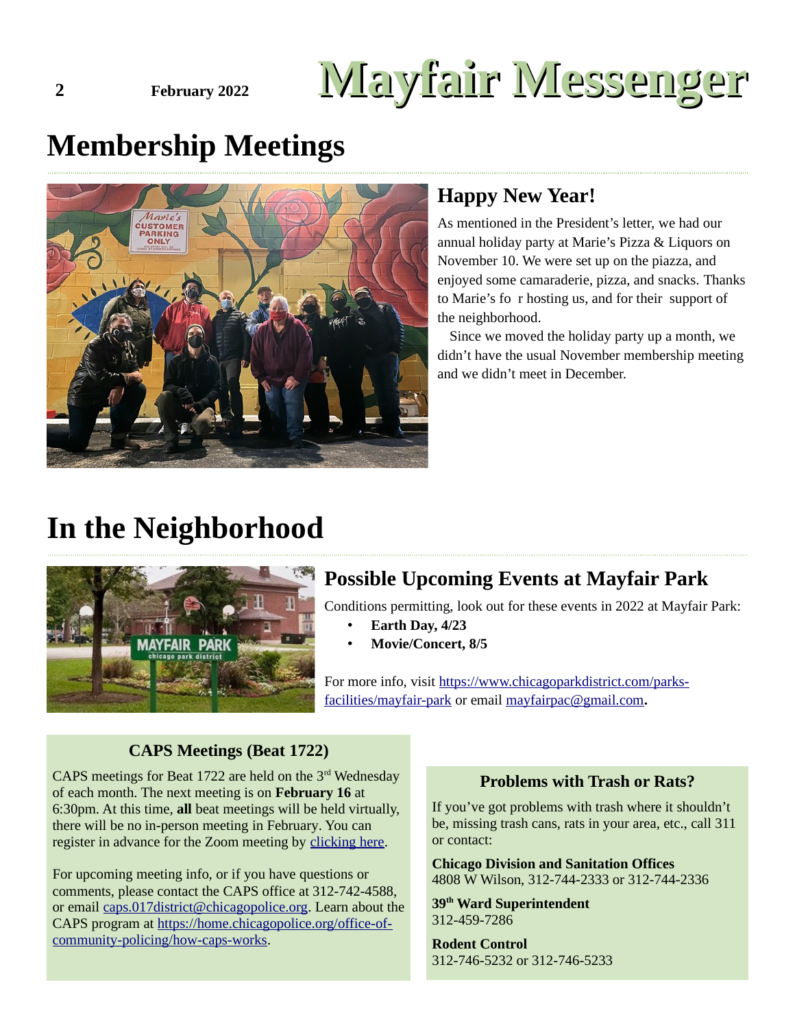# Membership Meetings

## Happy New Year!

As mentioned in the President's letter, we had our annual holiday party at Marie's Pizza & Liquors on November 10. We were set up on the piazza, and enjoyed some camaraderie, pizza, and snacks. Thanks to Marie's fo r hosting us, and for their support of the neighborhood.

Since we moved the holiday party up a month, we didn't have the usual November membership meeting and we didn't meet in December.

# In the Neighborhood

## Possible Upcoming Events at Mayfair Park

Conditions permitting, look out for these events in 2022 at Mayfair Park:

- **Earth Day, 4/23**
- **Movie/Concert, 8/5**

For more info, visit [https://www.chicagoparkdistrict.com/parks-facilities/mayfair-park](https://www.chicagoparkdistrict.com/parks-facilities/mayfair-park) or email [mayfairpac@gmail.com](mailto:mayfairpac@gmail.com)**.**

### CAPS Meetings (Beat 1722)

CAPS meetings for Beat 1722 are held on the 3rd Wednesday of each month. The next meeting is on **February 16** at 6:30pm. At this time, **all** beat meetings will be held virtually, there will be no in-person meeting in February. You can register in advance for the Zoom meeting by clicking here.

For upcoming meeting info, or if you have questions or comments, please contact the CAPS office at 312-742-4588, or email [caps.017district@chicagopolice.org](mailto:caps.017district@chicagopolice.org). Learn about the CAPS program at [https://home.chicagopolice.org/office-of-community-policing/how-caps-works](https://home.chicagopolice.org/office-of-community-policing/how-caps-works).

### Problems with Trash or Rats?

If you've got problems with trash where it shouldn't be, missing trash cans, rats in your area, etc., call 311 or contact:

**Chicago Division and Sanitation Offices**
4808 W Wilson, 312-744-2333 or 312-744-2336

**39th Ward Superintendent**
312-459-7286

**Rodent Control**
312-746-5232 or 312-746-5233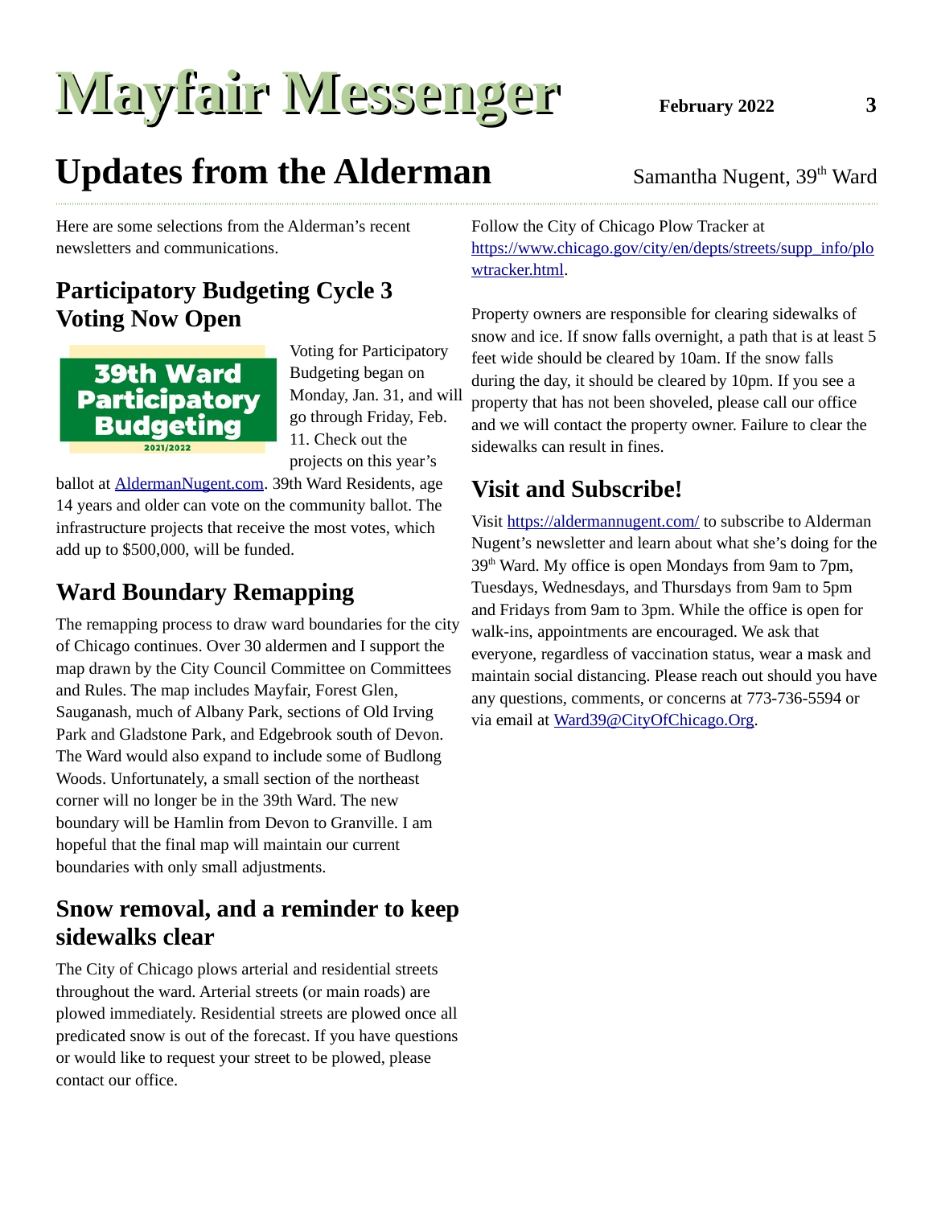# Updates from the Alderman

Samantha Nugent, 39th Ward

Here are some selections from the Alderman's recent newsletters and communications.

## Participatory Budgeting Cycle 3 Voting Now Open

Voting for Participatory Budgeting began on Monday, Jan. 31, and will go through Friday, Feb. 11. Check out the projects on this year's ballot at [AldermanNugent.com](AldermanNugent.com). 39th Ward Residents, age 14 years and older can vote on the community ballot. The infrastructure projects that receive the most votes, which add up to $500,000, will be funded.

## Ward Boundary Remapping

The remapping process to draw ward boundaries for the city of Chicago continues. Over 30 aldermen and I support the map drawn by the City Council Committee on Committees and Rules. The map includes Mayfair, Forest Glen, Sauganash, much of Albany Park, sections of Old Irving Park and Gladstone Park, and Edgebrook south of Devon. The Ward would also expand to include some of Budlong Woods. Unfortunately, a small section of the northeast corner will no longer be in the 39th Ward. The new boundary will be Hamlin from Devon to Granville. I am hopeful that the final map will maintain our current boundaries with only small adjustments.

## Snow removal, and a reminder to keep sidewalks clear

The City of Chicago plows arterial and residential streets throughout the ward. Arterial streets (or main roads) are plowed immediately. Residential streets are plowed once all predicated snow is out of the forecast. If you have questions or would like to request your street to be plowed, please contact our office.

Follow the City of Chicago Plow Tracker at [https://www.chicago.gov/city/en/depts/streets/supp_info/plowtracker.html](https://www.chicago.gov/city/en/depts/streets/supp_info/plowtracker.html).

Property owners are responsible for clearing sidewalks of snow and ice. If snow falls overnight, a path that is at least 5 feet wide should be cleared by 10am. If the snow falls during the day, it should be cleared by 10pm. If you see a property that has not been shoveled, please call our office and we will contact the property owner. Failure to clear the sidewalks can result in fines.

## Visit and Subscribe!

Visit [https://aldermannugent.com/](https://aldermannugent.com/) to subscribe to Alderman Nugent's newsletter and learn about what she's doing for the 39th Ward. My office is open Mondays from 9am to 7pm, Tuesdays, Wednesdays, and Thursdays from 9am to 5pm and Fridays from 9am to 3pm. While the office is open for walk-ins, appointments are encouraged. We ask that everyone, regardless of vaccination status, wear a mask and maintain social distancing. Please reach out should you have any questions, comments, or concerns at 773-736-5594 or via email at [Ward39@CityOfChicago.Org](mailto:Ward39@CityOfChicago.Org).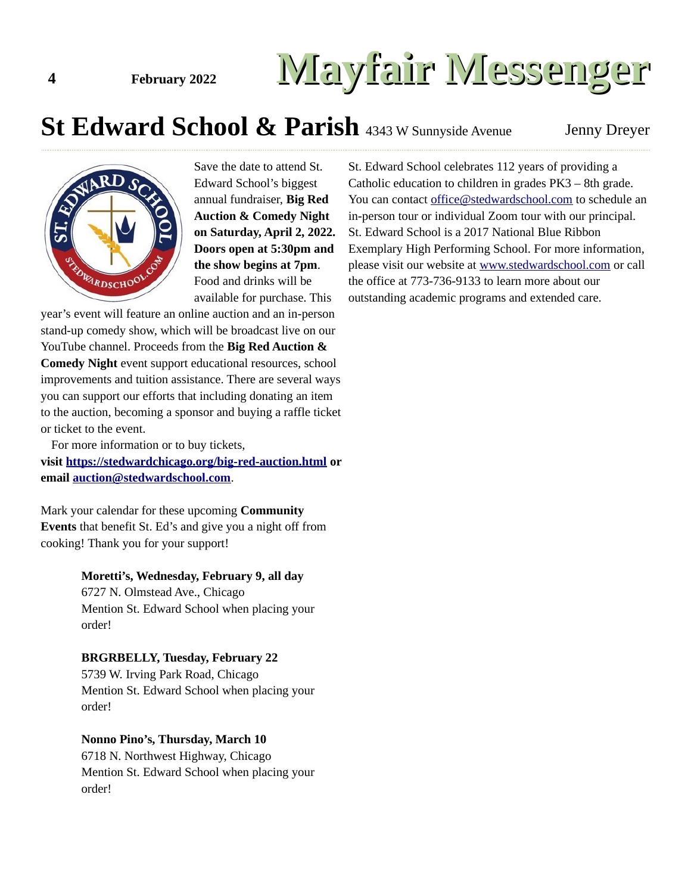# St Edward School & Parish

4343 W Sunnyside Avenue

Jenny Dreyer

Save the date to attend St. Edward School's biggest annual fundraiser, **Big Red Auction & Comedy Night on Saturday, April 2, 2022. Doors open at 5:30pm and the show begins at 7pm**. Food and drinks will be available for purchase. This year's event will feature an online auction and an in-person stand-up comedy show, which will be broadcast live on our YouTube channel. Proceeds from the **Big Red Auction & Comedy Night** event support educational resources, school improvements and tuition assistance. There are several ways you can support our efforts that including donating an item to the auction, becoming a sponsor and buying a raffle ticket or ticket to the event.

For more information or to buy tickets, **visit https://stedwardchicago.org/big-red-auction.html or email auction@stedwardschool.com**.

Mark your calendar for these upcoming **Community Events** that benefit St. Ed's and give you a night off from cooking! Thank you for your support!

**Moretti's, Wednesday, February 9, all day**
6727 N. Olmstead Ave., Chicago
Mention St. Edward School when placing your order!

**BRGRBELLY, Tuesday, February 22**
5739 W. Irving Park Road, Chicago
Mention St. Edward School when placing your order!

**Nonno Pino's, Thursday, March 10**
6718 N. Northwest Highway, Chicago
Mention St. Edward School when placing your order!

St. Edward School celebrates 112 years of providing a Catholic education to children in grades PK3 – 8th grade. You can contact office@stedwardschool.com to schedule an in-person tour or individual Zoom tour with our principal. St. Edward School is a 2017 National Blue Ribbon Exemplary High Performing School. For more information, please visit our website at www.stedwardschool.com or call the office at 773-736-9133 to learn more about our outstanding academic programs and extended care.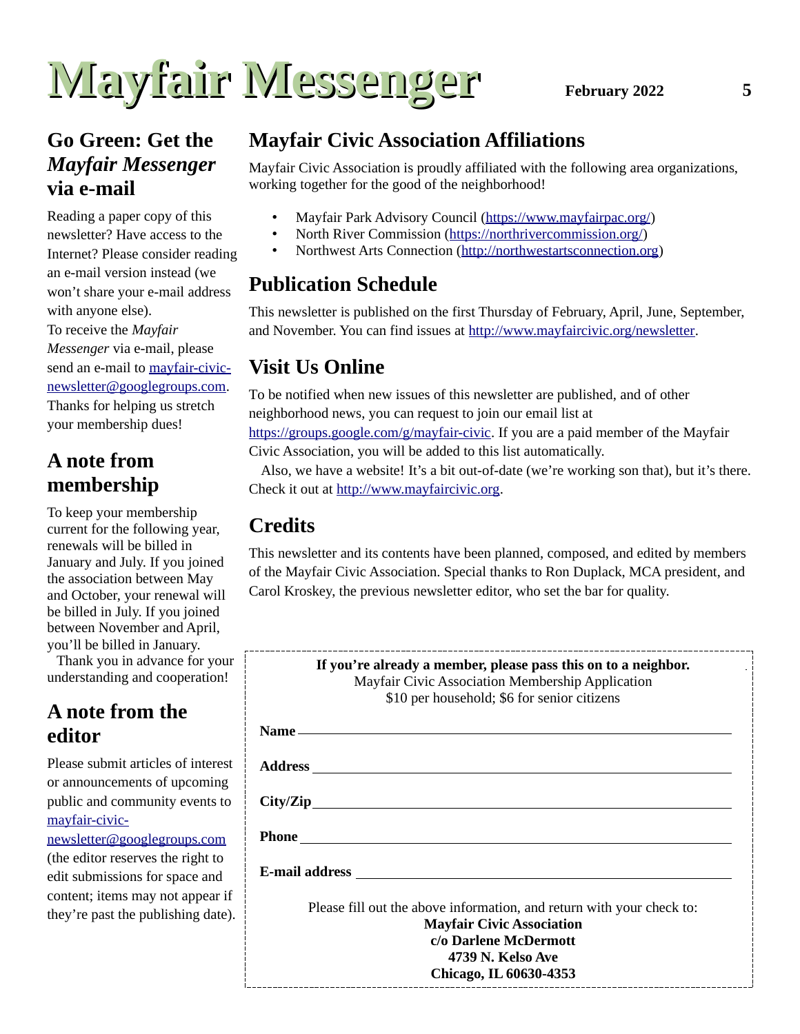# Mayfair Messenger

## Go Green: Get the *Mayfair Messenger* via e-mail

Reading a paper copy of this newsletter? Have access to the Internet? Please consider reading an e-mail version instead (we won't share your e-mail address with anyone else).

To receive the *Mayfair Messenger* via e-mail, please send an e-mail to mayfair-civic-newsletter@googlegroups.com. Thanks for helping us stretch your membership dues!

## A note from membership

To keep your membership current for the following year, renewals will be billed in January and July. If you joined the association between May and October, your renewal will be billed in July. If you joined between November and April, you'll be billed in January.

Thank you in advance for your understanding and cooperation!

## A note from the editor

Please submit articles of interest or announcements of upcoming public and community events to mayfair-civic-newsletter@googlegroups.com (the editor reserves the right to edit submissions for space and content; items may not appear if they're past the publishing date).

## Mayfair Civic Association Affiliations

Mayfair Civic Association is proudly affiliated with the following area organizations, working together for the good of the neighborhood!

- Mayfair Park Advisory Council (https://www.mayfairpac.org/)
- North River Commission (https://northrivercommission.org/)
- Northwest Arts Connection (http://northwestartsconnection.org)

## Publication Schedule

This newsletter is published on the first Thursday of February, April, June, September, and November. You can find issues at http://www.mayfaircivic.org/newsletter.

## Visit Us Online

To be notified when new issues of this newsletter are published, and of other neighborhood news, you can request to join our email list at https://groups.google.com/g/mayfair-civic. If you are a paid member of the Mayfair Civic Association, you will be added to this list automatically.

Also, we have a website! It's a bit out-of-date (we're working son that), but it's there. Check it out at http://www.mayfaircivic.org.

## Credits

This newsletter and its contents have been planned, composed, and edited by members of the Mayfair Civic Association. Special thanks to Ron Duplack, MCA president, and Carol Kroskey, the previous newsletter editor, who set the bar for quality.

---

**If you're already a member, please pass this on to a neighbor.**
Mayfair Civic Association Membership Application
$10 per household; $6 for senior citizens

**Name** ____________________

**Address** ____________________

**City/Zip** ____________________

**Phone** ____________________

**E-mail address** ____________________

Please fill out the above information, and return with your check to:
**Mayfair Civic Association**
**c/o Darlene McDermott**
**4739 N. Kelso Ave**
**Chicago, IL 60630-4353**